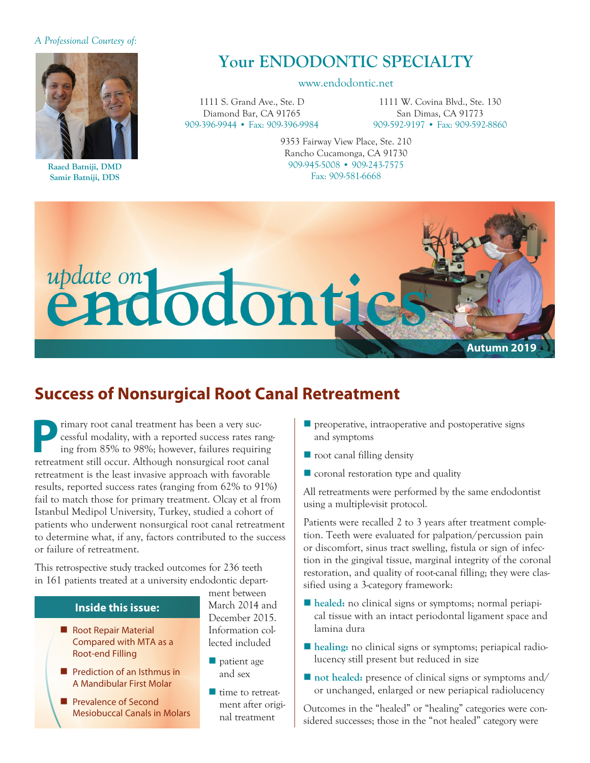*A Professional Courtesy of:*

**Raaed Batniji, DMD**
**Samir Batniji, DDS**

## Your ENDODONTIC SPECIALTY

www.endodontic.net

1111 S. Grand Ave., Ste. D
Diamond Bar, CA 91765
909-396-9944 • Fax: 909-396-9984

1111 W. Covina Blvd., Ste. 130
San Dimas, CA 91773
909-592-9197 • Fax: 909-592-8860

9353 Fairway View Place, Ste. 210
Rancho Cucamonga, CA 91730
909-945-5008 • 909-243-7575
Fax: 909-581-6668

# *update on* endodontics

**Autumn 2019**

## Success of Nonsurgical Root Canal Retreatment

Primary root canal treatment has been a very successful modality, with a reported success rates ranging from 85% to 98%; however, failures requiring retreatment still occur. Although nonsurgical root canal retreatment is the least invasive approach with favorable results, reported success rates (ranging from 62% to 91%) fail to match those for primary treatment. Olcay et al from Istanbul Medipol University, Turkey, studied a cohort of patients who underwent nonsurgical root canal retreatment to determine what, if any, factors contributed to the success or failure of retreatment.

This retrospective study tracked outcomes for 236 teeth in 161 patients treated at a university endodontic department between March 2014 and December 2015. Information collected included

- patient age and sex
- time to retreatment after original treatment
- preoperative, intraoperative and postoperative signs and symptoms
- root canal filling density
- coronal restoration type and quality

All retreatments were performed by the same endodontist using a multiple-visit protocol.

Patients were recalled 2 to 3 years after treatment completion. Teeth were evaluated for palpation/percussion pain or discomfort, sinus tract swelling, fistula or sign of infection in the gingival tissue, marginal integrity of the coronal restoration, and quality of root-canal filling; they were classified using a 3-category framework:

- **healed:** no clinical signs or symptoms; normal periapical tissue with an intact periodontal ligament space and lamina dura
- **healing:** no clinical signs or symptoms; periapical radiolucency still present but reduced in size
- **not healed:** presence of clinical signs or symptoms and/or unchanged, enlarged or new periapical radiolucency

Outcomes in the "healed" or "healing" categories were considered successes; those in the "not healed" category were

**Inside this issue:**

- Root Repair Material Compared with MTA as a Root-end Filling
- Prediction of an Isthmus in A Mandibular First Molar
- Prevalence of Second Mesiobuccal Canals in Molars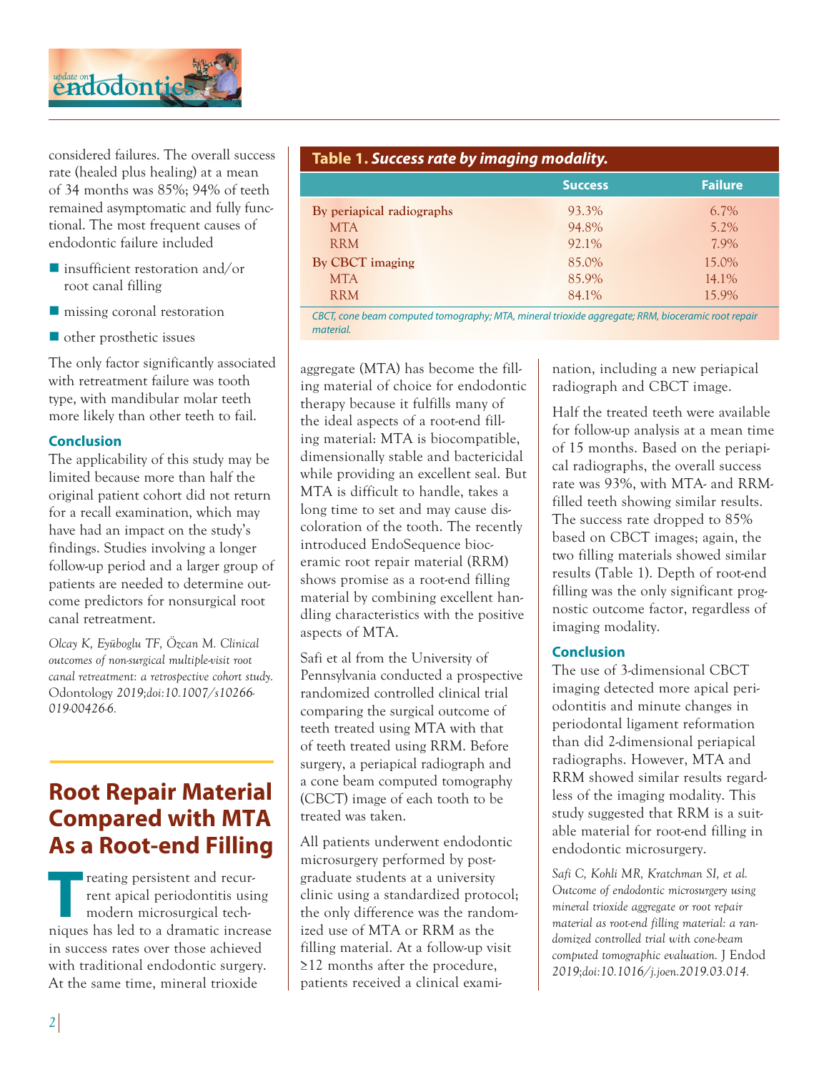considered failures. The overall success rate (healed plus healing) at a mean of 34 months was 85%; 94% of teeth remained asymptomatic and fully functional. The most frequent causes of endodontic failure included

- insufficient restoration and/or root canal filling
- missing coronal restoration
- other prosthetic issues

The only factor significantly associated with retreatment failure was tooth type, with mandibular molar teeth more likely than other teeth to fail.

### Conclusion

The applicability of this study may be limited because more than half the original patient cohort did not return for a recall examination, which may have had an impact on the study's findings. Studies involving a longer follow-up period and a larger group of patients are needed to determine outcome predictors for nonsurgical root canal retreatment.

*Olcay K, Eyüboglu TF, Özcan M. Clinical outcomes of non-surgical multiple-visit root canal retreatment: a retrospective cohort study.* Odontology *2019;doi:10.1007/s10266-019-00426-6.*

## Root Repair Material Compared with MTA As a Root-end Filling

Treating persistent and recurrent apical periodontitis using modern microsurgical techniques has led to a dramatic increase in success rates over those achieved with traditional endodontic surgery. At the same time, mineral trioxide aggregate (MTA) has become the filling material of choice for endodontic therapy because it fulfills many of the ideal aspects of a root-end filling material: MTA is biocompatible, dimensionally stable and bactericidal while providing an excellent seal. But MTA is difficult to handle, takes a long time to set and may cause discoloration of the tooth. The recently introduced EndoSequence bioceramic root repair material (RRM) shows promise as a root-end filling material by combining excellent handling characteristics with the positive aspects of MTA.

Safi et al from the University of Pennsylvania conducted a prospective randomized controlled clinical trial comparing the surgical outcome of teeth treated using MTA with that of teeth treated using RRM. Before surgery, a periapical radiograph and a cone beam computed tomography (CBCT) image of each tooth to be treated was taken.

All patients underwent endodontic microsurgery performed by postgraduate students at a university clinic using a standardized protocol; the only difference was the randomized use of MTA or RRM as the filling material. At a follow-up visit ≥12 months after the procedure, patients received a clinical examination, including a new periapical radiograph and CBCT image.

Half the treated teeth were available for follow-up analysis at a mean time of 15 months. Based on the periapical radiographs, the overall success rate was 93%, with MTA- and RRM-filled teeth showing similar results. The success rate dropped to 85% based on CBCT images; again, the two filling materials showed similar results (Table 1). Depth of root-end filling was the only significant prognostic outcome factor, regardless of imaging modality.

**Table 1. *Success rate by imaging modality.***

| | Success | Failure |
|---|---|---|
| By periapical radiographs | 93.3% | 6.7% |
| MTA | 94.8% | 5.2% |
| RRM | 92.1% | 7.9% |
| By CBCT imaging | 85.0% | 15.0% |
| MTA | 85.9% | 14.1% |
| RRM | 84.1% | 15.9% |

*CBCT, cone beam computed tomography; MTA, mineral trioxide aggregate; RRM, bioceramic root repair material.*

### Conclusion

The use of 3-dimensional CBCT imaging detected more apical periodontitis and minute changes in periodontal ligament reformation than did 2-dimensional periapical radiographs. However, MTA and RRM showed similar results regardless of the imaging modality. This study suggested that RRM is a suitable material for root-end filling in endodontic microsurgery.

*Safi C, Kohli MR, Kratchman SI, et al. Outcome of endodontic microsurgery using mineral trioxide aggregate or root repair material as root-end filling material: a randomized controlled trial with cone-beam computed tomographic evaluation.* J Endod *2019;doi:10.1016/j.joen.2019.03.014.*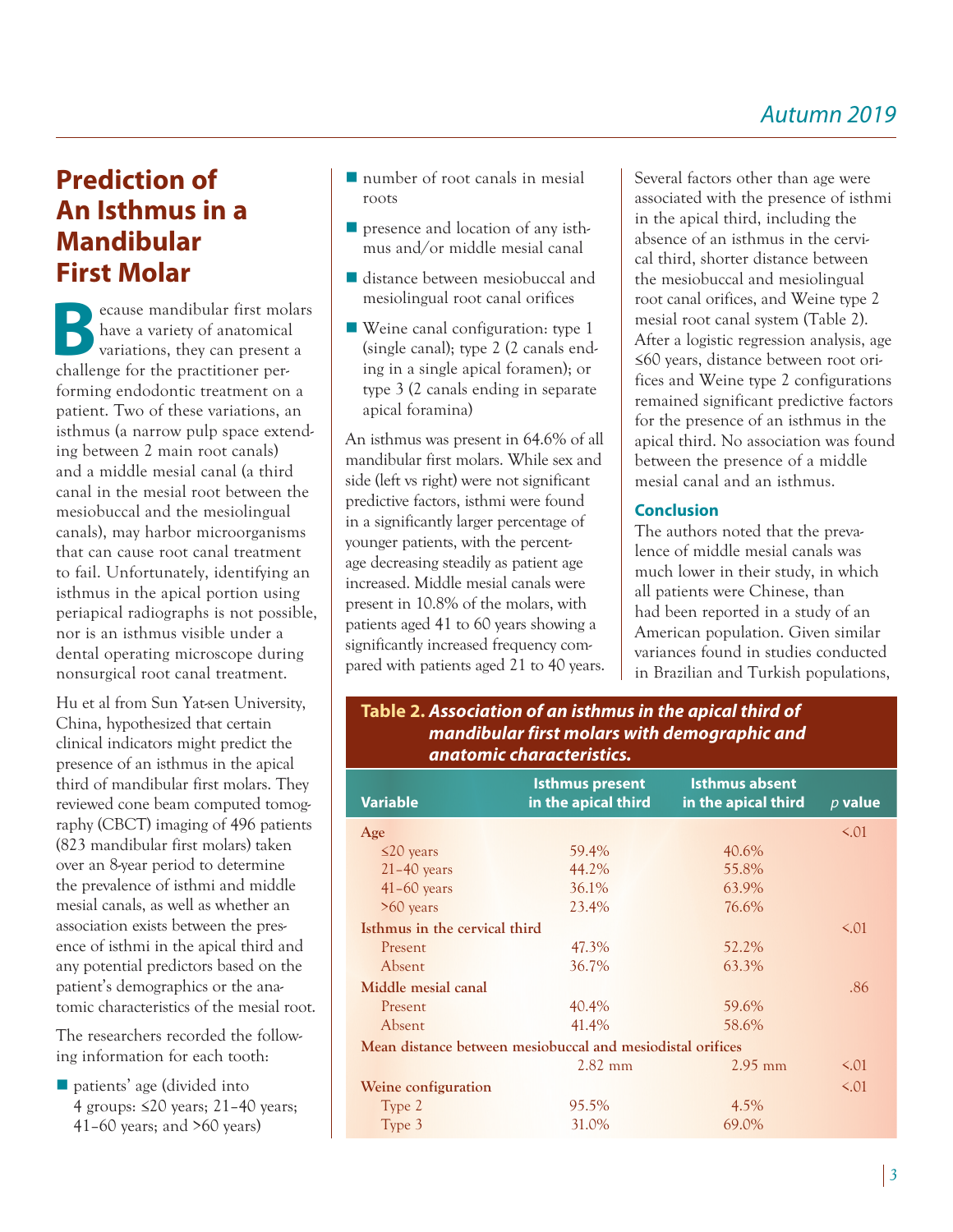## Prediction of An Isthmus in a Mandibular First Molar

Because mandibular first molars have a variety of anatomical variations, they can present a challenge for the practitioner performing endodontic treatment on a patient. Two of these variations, an isthmus (a narrow pulp space extending between 2 main root canals) and a middle mesial canal (a third canal in the mesial root between the mesiobuccal and the mesiolingual canals), may harbor microorganisms that can cause root canal treatment to fail. Unfortunately, identifying an isthmus in the apical portion using periapical radiographs is not possible, nor is an isthmus visible under a dental operating microscope during nonsurgical root canal treatment.

Hu et al from Sun Yat-sen University, China, hypothesized that certain clinical indicators might predict the presence of an isthmus in the apical third of mandibular first molars. They reviewed cone beam computed tomography (CBCT) imaging of 496 patients (823 mandibular first molars) taken over an 8-year period to determine the prevalence of isthmi and middle mesial canals, as well as whether an association exists between the presence of isthmi in the apical third and any potential predictors based on the patient's demographics or the anatomic characteristics of the mesial root.

The researchers recorded the following information for each tooth:

- patients' age (divided into 4 groups: ≤20 years; 21–40 years; 41–60 years; and >60 years)
- number of root canals in mesial roots
- presence and location of any isthmus and/or middle mesial canal
- distance between mesiobuccal and mesiolingual root canal orifices
- Weine canal configuration: type 1 (single canal); type 2 (2 canals ending in a single apical foramen); or type 3 (2 canals ending in separate apical foramina)

An isthmus was present in 64.6% of all mandibular first molars. While sex and side (left vs right) were not significant predictive factors, isthmi were found in a significantly larger percentage of younger patients, with the percentage decreasing steadily as patient age increased. Middle mesial canals were present in 10.8% of the molars, with patients aged 41 to 60 years showing a significantly increased frequency compared with patients aged 21 to 40 years. Several factors other than age were associated with the presence of isthmi in the apical third, including the absence of an isthmus in the cervical third, shorter distance between the mesiobuccal and mesiolingual root canal orifices, and Weine type 2 mesial root canal system (Table 2). After a logistic regression analysis, age ≤60 years, distance between root orifices and Weine type 2 configurations remained significant predictive factors for the presence of an isthmus in the apical third. No association was found between the presence of a middle mesial canal and an isthmus.

### Conclusion

The authors noted that the prevalence of middle mesial canals was much lower in their study, in which all patients were Chinese, than had been reported in a study of an American population. Given similar variances found in studies conducted in Brazilian and Turkish populations,

**Table 2.** ***Association of an isthmus in the apical third of mandibular first molars with demographic and anatomic characteristics.***

| Variable | Isthmus present in the apical third | Isthmus absent in the apical third | $p$ value |
|---|---|---|---|
| **Age** | | | <.01 |
| ≤20 years | 59.4% | 40.6% | |
| 21–40 years | 44.2% | 55.8% | |
| 41–60 years | 36.1% | 63.9% | |
| >60 years | 23.4% | 76.6% | |
| **Isthmus in the cervical third** | | | <.01 |
| Present | 47.3% | 52.2% | |
| Absent | 36.7% | 63.3% | |
| **Middle mesial canal** | | | .86 |
| Present | 40.4% | 59.6% | |
| Absent | 41.4% | 58.6% | |
| **Mean distance between mesiobuccal and mesiodistal orifices** | | | |
| | 2.82 mm | 2.95 mm | <.01 |
| **Weine configuration** | | | <.01 |
| Type 2 | 95.5% | 4.5% | |
| Type 3 | 31.0% | 69.0% | |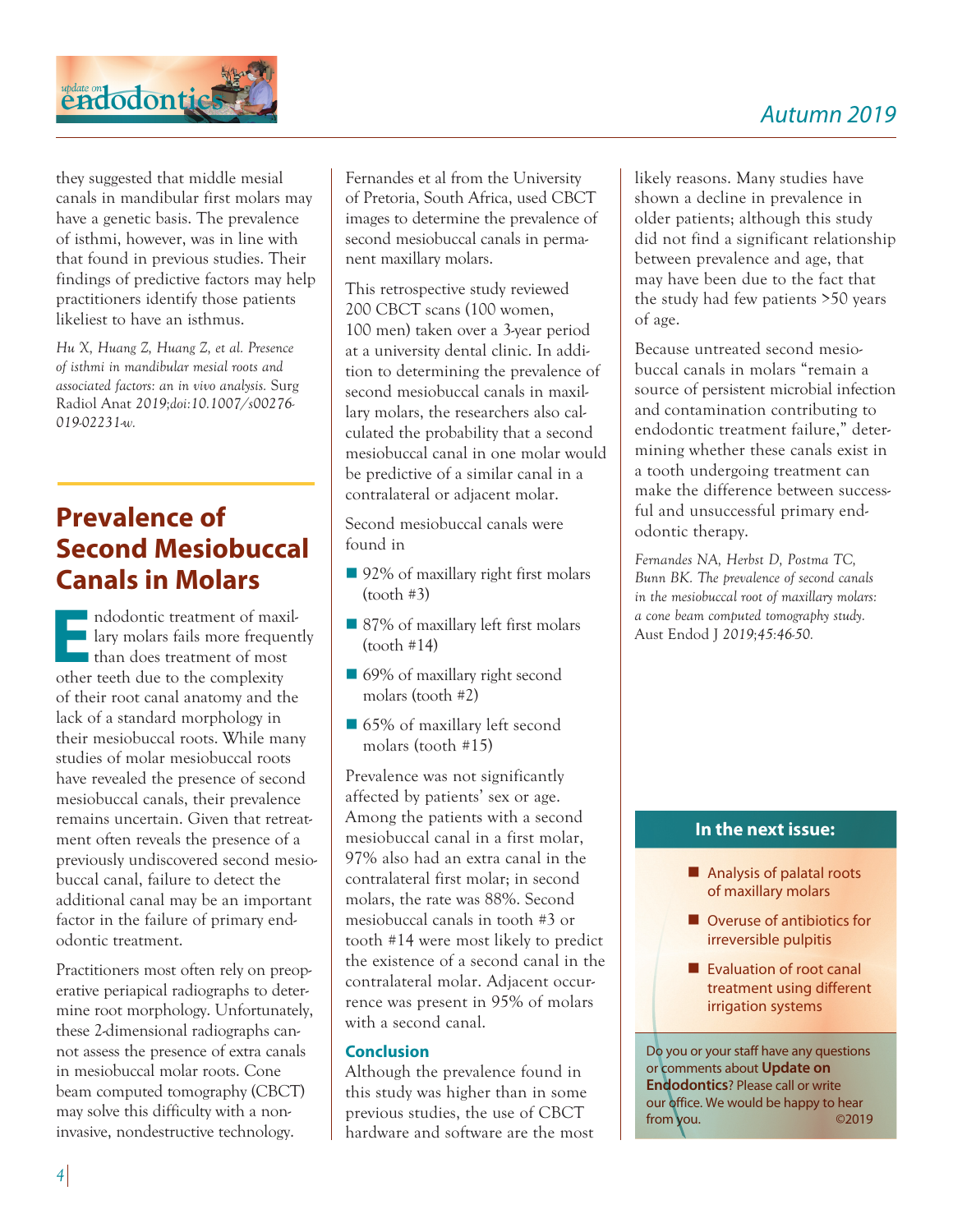they suggested that middle mesial canals in mandibular first molars may have a genetic basis. The prevalence of isthmi, however, was in line with that found in previous studies. Their findings of predictive factors may help practitioners identify those patients likeliest to have an isthmus.

*Hu X, Huang Z, Huang Z, et al. Presence of isthmi in mandibular mesial roots and associated factors: an in vivo analysis.* Surg Radiol Anat *2019;doi:10.1007/s00276-019-02231-w.*

## Prevalence of Second Mesiobuccal Canals in Molars

Endodontic treatment of maxillary molars fails more frequently than does treatment of most other teeth due to the complexity of their root canal anatomy and the lack of a standard morphology in their mesiobuccal roots. While many studies of molar mesiobuccal roots have revealed the presence of second mesiobuccal canals, their prevalence remains uncertain. Given that retreatment often reveals the presence of a previously undiscovered second mesiobuccal canal, failure to detect the additional canal may be an important factor in the failure of primary endodontic treatment.

Practitioners most often rely on preoperative periapical radiographs to determine root morphology. Unfortunately, these 2-dimensional radiographs cannot assess the presence of extra canals in mesiobuccal molar roots. Cone beam computed tomography (CBCT) may solve this difficulty with a noninvasive, nondestructive technology. Fernandes et al from the University of Pretoria, South Africa, used CBCT images to determine the prevalence of second mesiobuccal canals in permanent maxillary molars.

This retrospective study reviewed 200 CBCT scans (100 women, 100 men) taken over a 3-year period at a university dental clinic. In addition to determining the prevalence of second mesiobuccal canals in maxillary molars, the researchers also calculated the probability that a second mesiobuccal canal in one molar would be predictive of a similar canal in a contralateral or adjacent molar.

Second mesiobuccal canals were found in

- 92% of maxillary right first molars (tooth #3)
- 87% of maxillary left first molars (tooth #14)
- 69% of maxillary right second molars (tooth #2)
- 65% of maxillary left second molars (tooth #15)

Prevalence was not significantly affected by patients' sex or age. Among the patients with a second mesiobuccal canal in a first molar, 97% also had an extra canal in the contralateral first molar; in second molars, the rate was 88%. Second mesiobuccal canals in tooth #3 or tooth #14 were most likely to predict the existence of a second canal in the contralateral molar. Adjacent occurrence was present in 95% of molars with a second canal.

### Conclusion

Although the prevalence found in this study was higher than in some previous studies, the use of CBCT hardware and software are the most likely reasons. Many studies have shown a decline in prevalence in older patients; although this study did not find a significant relationship between prevalence and age, that may have been due to the fact that the study had few patients >50 years of age.

Because untreated second mesiobuccal canals in molars "remain a source of persistent microbial infection and contamination contributing to endodontic treatment failure," determining whether these canals exist in a tooth undergoing treatment can make the difference between successful and unsuccessful primary endodontic therapy.

*Fernandes NA, Herbst D, Postma TC, Bunn BK. The prevalence of second canals in the mesiobuccal root of maxillary molars: a cone beam computed tomography study.* Aust Endod J *2019;45:46-50.*

### In the next issue:

- Analysis of palatal roots of maxillary molars
- Overuse of antibiotics for irreversible pulpitis
- Evaluation of root canal treatment using different irrigation systems

Do you or your staff have any questions or comments about **Update on Endodontics**? Please call or write our office. We would be happy to hear from you. ©2019